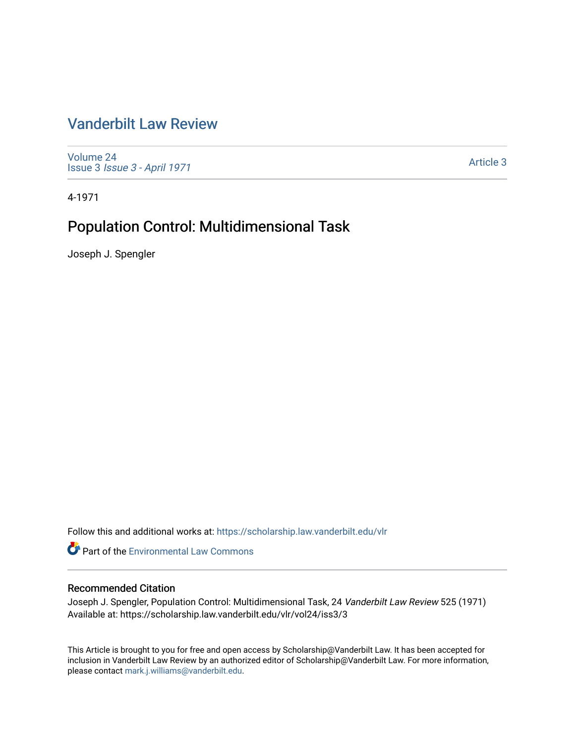# Vanderbilt Law Review

Volume 24
Issue 3 *Issue 3 - April 1971*

Article 3

4-1971

## Population Control: Multidimensional Task

Joseph J. Spengler

Follow this and additional works at: https://scholarship.law.vanderbilt.edu/vlr

Part of the Environmental Law Commons

### Recommended Citation

Joseph J. Spengler, Population Control: Multidimensional Task, 24 *Vanderbilt Law Review* 525 (1971)
Available at: https://scholarship.law.vanderbilt.edu/vlr/vol24/iss3/3

This Article is brought to you for free and open access by Scholarship@Vanderbilt Law. It has been accepted for inclusion in Vanderbilt Law Review by an authorized editor of Scholarship@Vanderbilt Law. For more information, please contact mark.j.williams@vanderbilt.edu.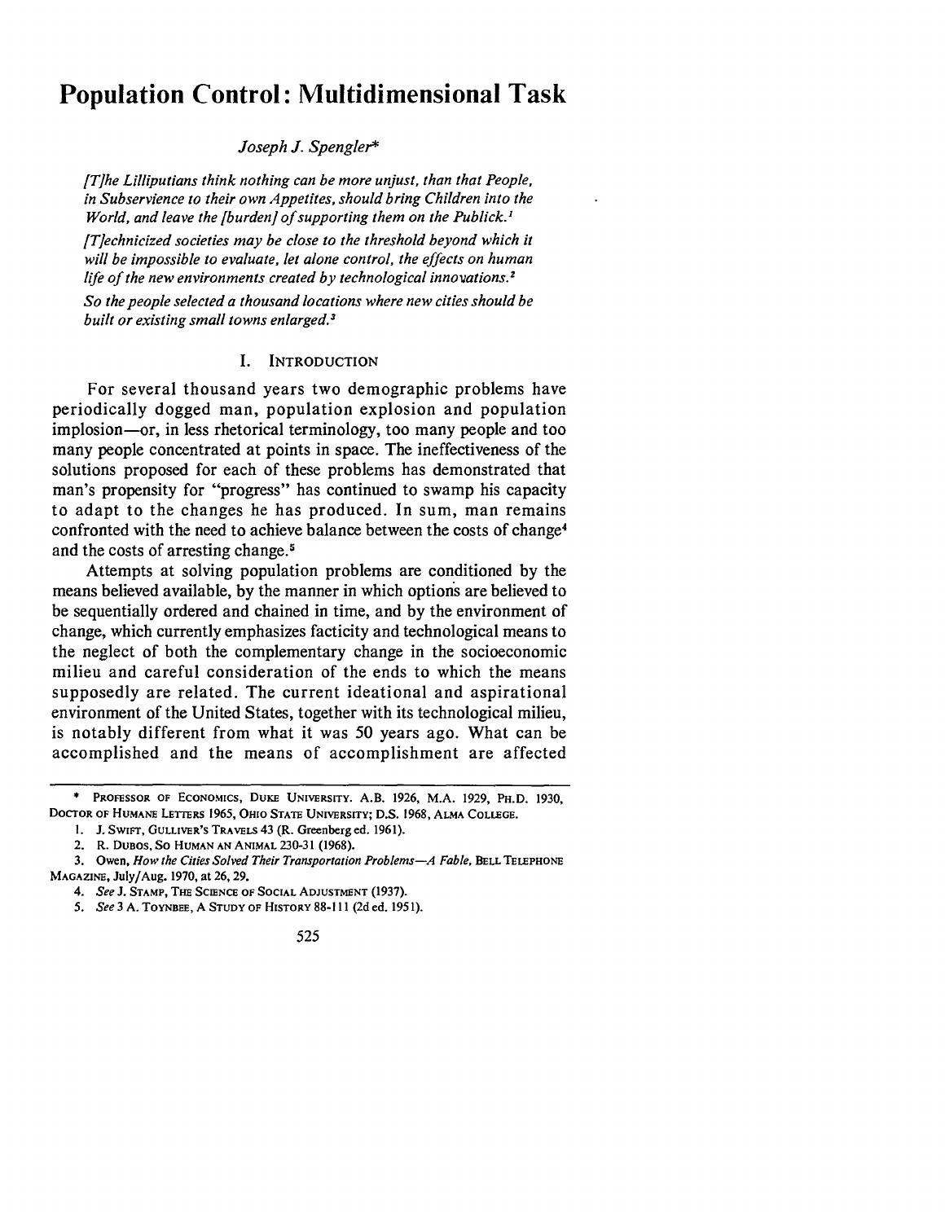# Population Control: Multidimensional Task

*Joseph J. Spengler**

*[T]he Lilliputians think nothing can be more unjust, than that People, in Subservience to their own Appetites, should bring Children into the World, and leave the [burden] of supporting them on the Publick.*[1]

*[T]echnicized societies may be close to the threshold beyond which it will be impossible to evaluate, let alone control, the effects on human life of the new environments created by technological innovations.*[2]

*So the people selected a thousand locations where new cities should be built or existing small towns enlarged.*[3]

## I. Introduction

For several thousand years two demographic problems have periodically dogged man, population explosion and population implosion—or, in less rhetorical terminology, too many people and too many people concentrated at points in space. The ineffectiveness of the solutions proposed for each of these problems has demonstrated that man's propensity for "progress" has continued to swamp his capacity to adapt to the changes he has produced. In sum, man remains confronted with the need to achieve balance between the costs of change[4] and the costs of arresting change.[5]

Attempts at solving population problems are conditioned by the means believed available, by the manner in which options are believed to be sequentially ordered and chained in time, and by the environment of change, which currently emphasizes facticity and technological means to the neglect of both the complementary change in the socioeconomic milieu and careful consideration of the ends to which the means supposedly are related. The current ideational and aspirational environment of the United States, together with its technological milieu, is notably different from what it was 50 years ago. What can be accomplished and the means of accomplishment are affected

---

\* Professor of Economics, Duke University. A.B. 1926, M.A. 1929, Ph.D. 1930, Doctor of Humane Letters 1965, Ohio State University; D.S. 1968, Alma College.

1. J. Swift, Gulliver's Travels 43 (R. Greenberg ed. 1961).

2. R. Dubos, So Human an Animal 230-31 (1968).

3. Owen, *How the Cities Solved Their Transportation Problems—A Fable*, Bell Telephone Magazine, July/Aug. 1970, at 26, 29.

4. *See* J. Stamp, The Science of Social Adjustment (1937).

5. *See* 3 A. Toynbee, A Study of History 88-111 (2d ed. 1951).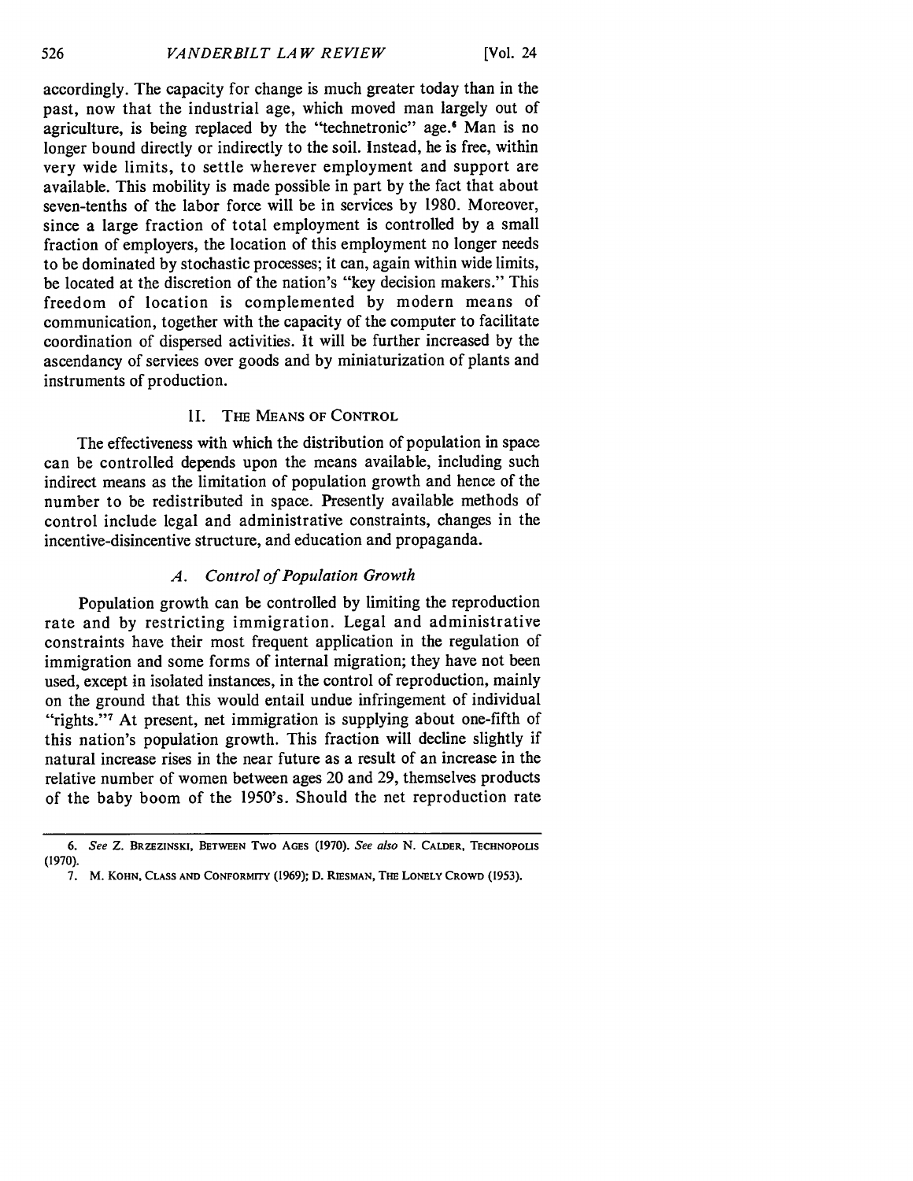accordingly. The capacity for change is much greater today than in the past, now that the industrial age, which moved man largely out of agriculture, is being replaced by the "technetronic" age.[6] Man is no longer bound directly or indirectly to the soil. Instead, he is free, within very wide limits, to settle wherever employment and support are available. This mobility is made possible in part by the fact that about seven-tenths of the labor force will be in services by 1980. Moreover, since a large fraction of total employment is controlled by a small fraction of employers, the location of this employment no longer needs to be dominated by stochastic processes; it can, again within wide limits, be located at the discretion of the nation's "key decision makers." This freedom of location is complemented by modern means of communication, together with the capacity of the computer to facilitate coordination of dispersed activities. It will be further increased by the ascendancy of services over goods and by miniaturization of plants and instruments of production.

## II. THE MEANS OF CONTROL

The effectiveness with which the distribution of population in space can be controlled depends upon the means available, including such indirect means as the limitation of population growth and hence of the number to be redistributed in space. Presently available methods of control include legal and administrative constraints, changes in the incentive-disincentive structure, and education and propaganda.

### *A. Control of Population Growth*

Population growth can be controlled by limiting the reproduction rate and by restricting immigration. Legal and administrative constraints have their most frequent application in the regulation of immigration and some forms of internal migration; they have not been used, except in isolated instances, in the control of reproduction, mainly on the ground that this would entail undue infringement of individual "rights."[7] At present, net immigration is supplying about one-fifth of this nation's population growth. This fraction will decline slightly if natural increase rises in the near future as a result of an increase in the relative number of women between ages 20 and 29, themselves products of the baby boom of the 1950's. Should the net reproduction rate

---

6. *See* Z. BRZEZINSKI, BETWEEN TWO AGES (1970). *See also* N. CALDER, TECHNOPOLIS (1970).

7. M. KOHN, CLASS AND CONFORMITY (1969); D. RIESMAN, THE LONELY CROWD (1953).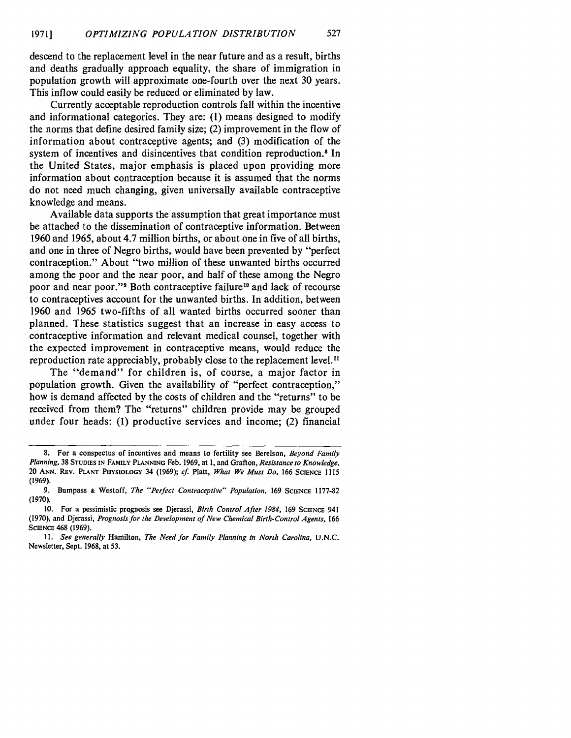descend to the replacement level in the near future and as a result, births and deaths gradually approach equality, the share of immigration in population growth will approximate one-fourth over the next 30 years. This inflow could easily be reduced or eliminated by law.

Currently acceptable reproduction controls fall within the incentive and informational categories. They are: (1) means designed to modify the norms that define desired family size; (2) improvement in the flow of information about contraceptive agents; and (3) modification of the system of incentives and disincentives that condition reproduction.[8] In the United States, major emphasis is placed upon providing more information about contraception because it is assumed that the norms do not need much changing, given universally available contraceptive knowledge and means.

Available data supports the assumption that great importance must be attached to the dissemination of contraceptive information. Between 1960 and 1965, about 4.7 million births, or about one in five of all births, and one in three of Negro births, would have been prevented by "perfect contraception." About "two million of these unwanted births occurred among the poor and the near poor, and half of these among the Negro poor and near poor."[9] Both contraceptive failure[10] and lack of recourse to contraceptives account for the unwanted births. In addition, between 1960 and 1965 two-fifths of all wanted births occurred sooner than planned. These statistics suggest that an increase in easy access to contraceptive information and relevant medical counsel, together with the expected improvement in contraceptive means, would reduce the reproduction rate appreciably, probably close to the replacement level.[11]

The "demand" for children is, of course, a major factor in population growth. Given the availability of "perfect contraception," how is demand affected by the costs of children and the "returns" to be received from them? The "returns" children provide may be grouped under four heads: (1) productive services and income; (2) financial

---

8. For a conspectus of incentives and means to fertility see Berelson, *Beyond Family Planning*, 38 STUDIES IN FAMILY PLANNING Feb. 1969, at 1, and Grafton, *Resistance to Knowledge*, 20 ANN. REV. PLANT PHYSIOLOGY 34 (1969); *cf.* Platt, *What We Must Do*, 166 SCIENCE 1115 (1969).

9. Bumpass & Westoff, *The "Perfect Contraceptive" Population*, 169 SCIENCE 1177-82 (1970).

10. For a pessimistic prognosis see Djerassi, *Birth Control After 1984*, 169 SCIENCE 941 (1970), and Djerassi, *Prognosis for the Development of New Chemical Birth-Control Agents*, 166 SCIENCE 468 (1969).

11. *See generally* Hamilton, *The Need for Family Planning in North Carolina*, U.N.C. Newsletter, Sept. 1968, at 53.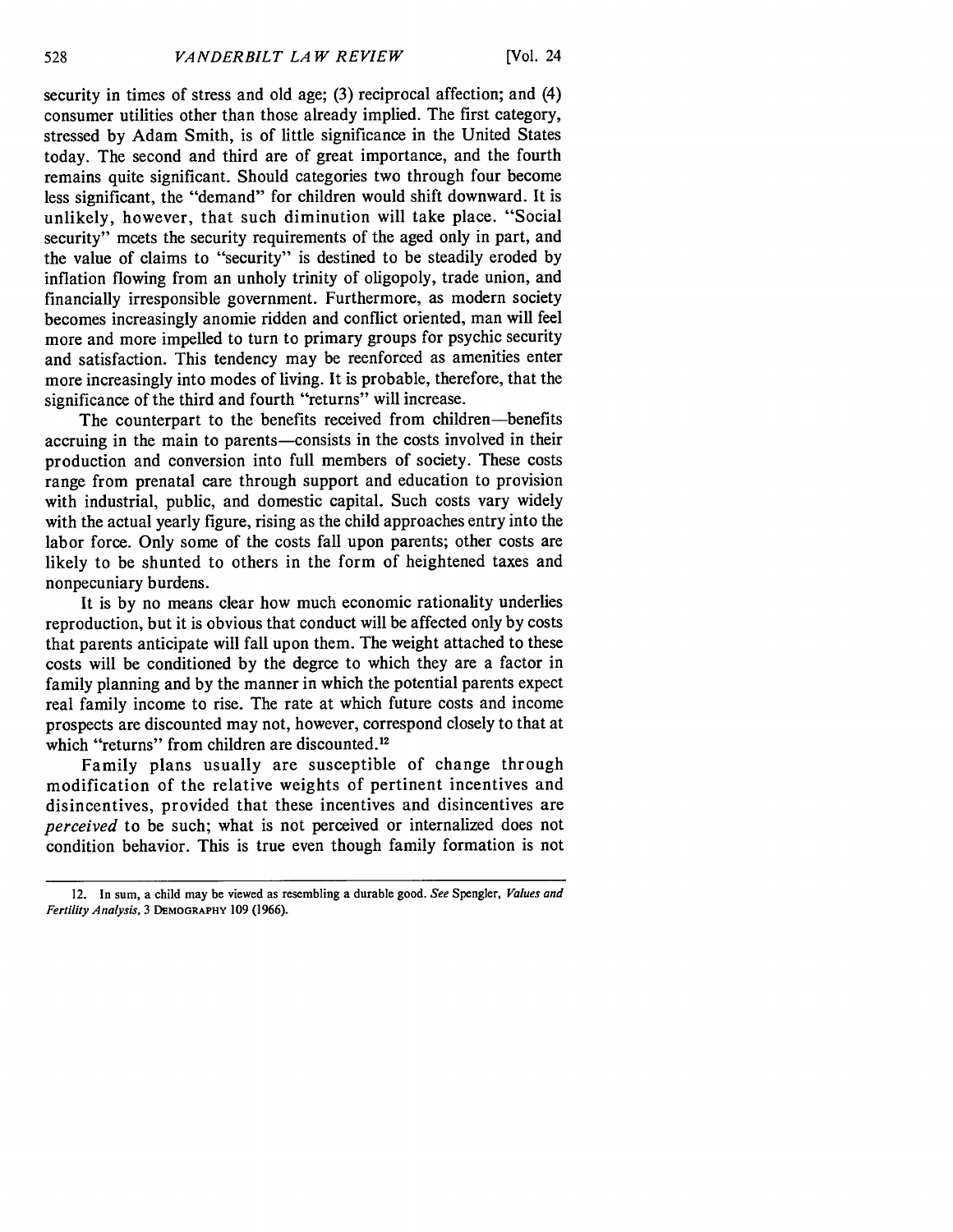security in times of stress and old age; (3) reciprocal affection; and (4) consumer utilities other than those already implied. The first category, stressed by Adam Smith, is of little significance in the United States today. The second and third are of great importance, and the fourth remains quite significant. Should categories two through four become less significant, the "demand" for children would shift downward. It is unlikely, however, that such diminution will take place. "Social security" meets the security requirements of the aged only in part, and the value of claims to "security" is destined to be steadily eroded by inflation flowing from an unholy trinity of oligopoly, trade union, and financially irresponsible government. Furthermore, as modern society becomes increasingly anomie ridden and conflict oriented, man will feel more and more impelled to turn to primary groups for psychic security and satisfaction. This tendency may be reenforced as amenities enter more increasingly into modes of living. It is probable, therefore, that the significance of the third and fourth "returns" will increase.

The counterpart to the benefits received from children—benefits accruing in the main to parents—consists in the costs involved in their production and conversion into full members of society. These costs range from prenatal care through support and education to provision with industrial, public, and domestic capital. Such costs vary widely with the actual yearly figure, rising as the child approaches entry into the labor force. Only some of the costs fall upon parents; other costs are likely to be shunted to others in the form of heightened taxes and nonpecuniary burdens.

It is by no means clear how much economic rationality underlies reproduction, but it is obvious that conduct will be affected only by costs that parents anticipate will fall upon them. The weight attached to these costs will be conditioned by the degree to which they are a factor in family planning and by the manner in which the potential parents expect real family income to rise. The rate at which future costs and income prospects are discounted may not, however, correspond closely to that at which "returns" from children are discounted.[12]

Family plans usually are susceptible of change through modification of the relative weights of pertinent incentives and disincentives, provided that these incentives and disincentives are *perceived* to be such; what is not perceived or internalized does not condition behavior. This is true even though family formation is not

---

12. In sum, a child may be viewed as resembling a durable good. *See* Spengler, *Values and Fertility Analysis*, 3 DEMOGRAPHY 109 (1966).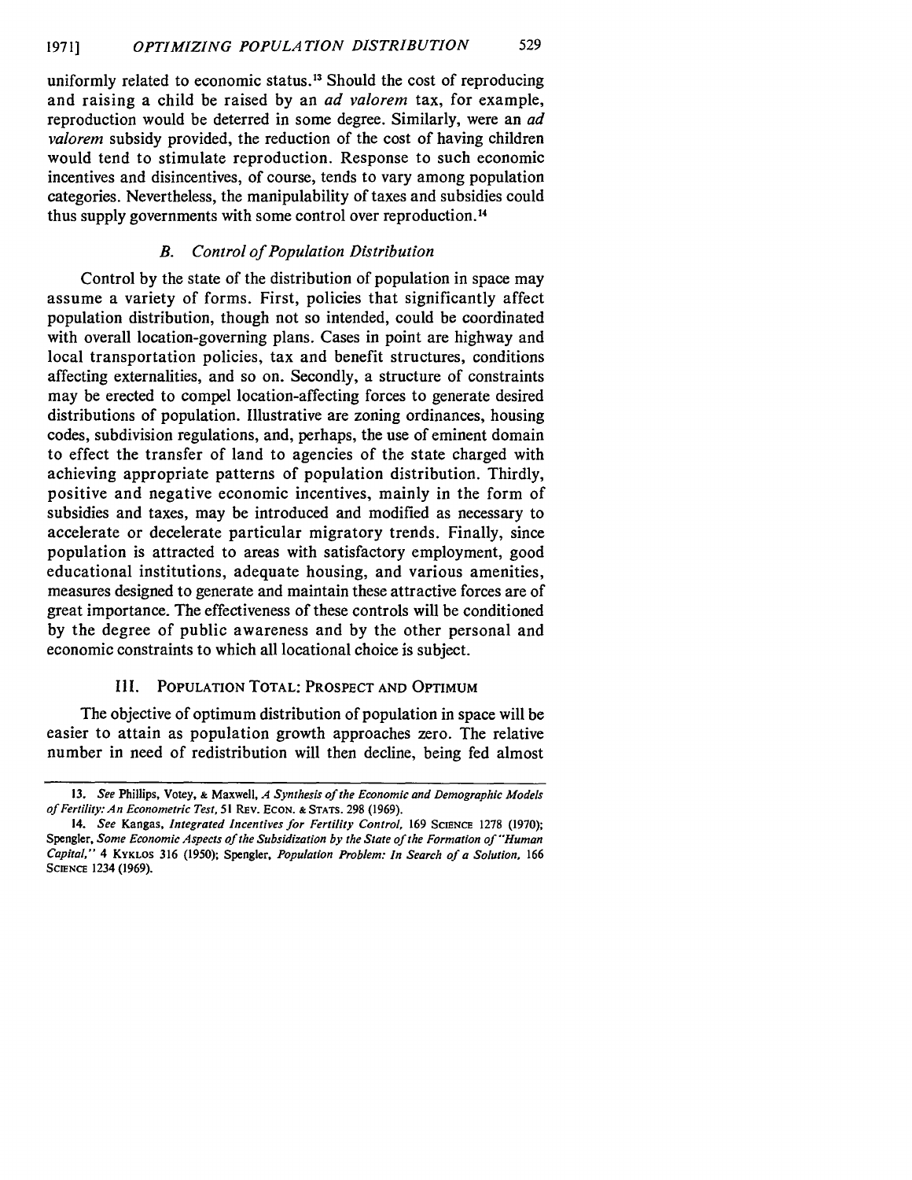uniformly related to economic status.[13] Should the cost of reproducing and raising a child be raised by an *ad valorem* tax, for example, reproduction would be deterred in some degree. Similarly, were an *ad valorem* subsidy provided, the reduction of the cost of having children would tend to stimulate reproduction. Response to such economic incentives and disincentives, of course, tends to vary among population categories. Nevertheless, the manipulability of taxes and subsidies could thus supply governments with some control over reproduction.[14]

### *B. Control of Population Distribution*

Control by the state of the distribution of population in space may assume a variety of forms. First, policies that significantly affect population distribution, though not so intended, could be coordinated with overall location-governing plans. Cases in point are highway and local transportation policies, tax and benefit structures, conditions affecting externalities, and so on. Secondly, a structure of constraints may be erected to compel location-affecting forces to generate desired distributions of population. Illustrative are zoning ordinances, housing codes, subdivision regulations, and, perhaps, the use of eminent domain to effect the transfer of land to agencies of the state charged with achieving appropriate patterns of population distribution. Thirdly, positive and negative economic incentives, mainly in the form of subsidies and taxes, may be introduced and modified as necessary to accelerate or decelerate particular migratory trends. Finally, since population is attracted to areas with satisfactory employment, good educational institutions, adequate housing, and various amenities, measures designed to generate and maintain these attractive forces are of great importance. The effectiveness of these controls will be conditioned by the degree of public awareness and by the other personal and economic constraints to which all locational choice is subject.

## III. Population Total: Prospect and Optimum

The objective of optimum distribution of population in space will be easier to attain as population growth approaches zero. The relative number in need of redistribution will then decline, being fed almost

---

13. *See* Phillips, Votey, & Maxwell, *A Synthesis of the Economic and Demographic Models of Fertility: An Econometric Test*, 51 Rev. Econ. & Stats. 298 (1969).

14. *See* Kangas, *Integrated Incentives for Fertility Control*, 169 Science 1278 (1970); Spengler, *Some Economic Aspects of the Subsidization by the State of the Formation of "Human Capital,"* 4 Kyklos 316 (1950); Spengler, *Population Problem: In Search of a Solution*, 166 Science 1234 (1969).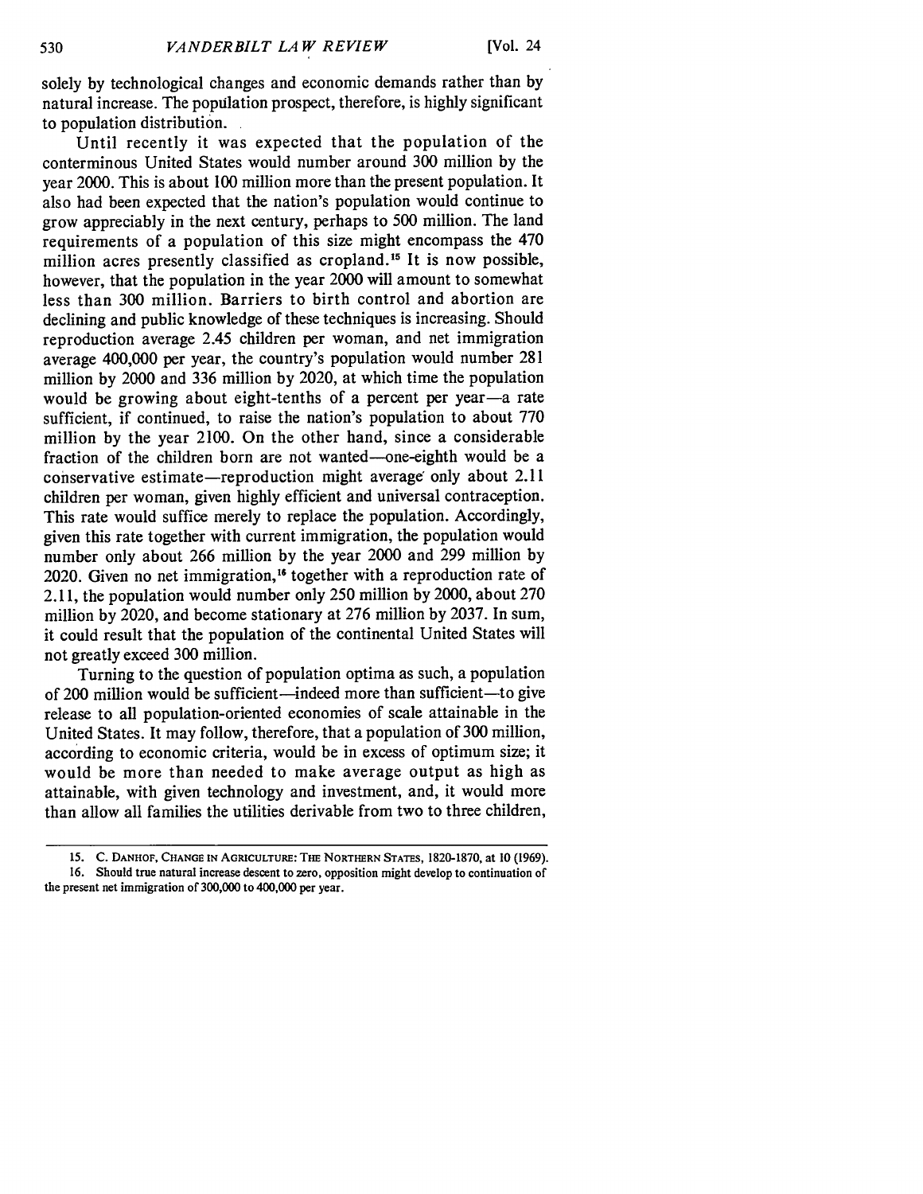solely by technological changes and economic demands rather than by natural increase. The population prospect, therefore, is highly significant to population distribution.

Until recently it was expected that the population of the conterminous United States would number around 300 million by the year 2000. This is about 100 million more than the present population. It also had been expected that the nation's population would continue to grow appreciably in the next century, perhaps to 500 million. The land requirements of a population of this size might encompass the 470 million acres presently classified as cropland.[15] It is now possible, however, that the population in the year 2000 will amount to somewhat less than 300 million. Barriers to birth control and abortion are declining and public knowledge of these techniques is increasing. Should reproduction average 2.45 children per woman, and net immigration average 400,000 per year, the country's population would number 281 million by 2000 and 336 million by 2020, at which time the population would be growing about eight-tenths of a percent per year—a rate sufficient, if continued, to raise the nation's population to about 770 million by the year 2100. On the other hand, since a considerable fraction of the children born are not wanted—one-eighth would be a conservative estimate—reproduction might average only about 2.11 children per woman, given highly efficient and universal contraception. This rate would suffice merely to replace the population. Accordingly, given this rate together with current immigration, the population would number only about 266 million by the year 2000 and 299 million by 2020. Given no net immigration,[16] together with a reproduction rate of 2.11, the population would number only 250 million by 2000, about 270 million by 2020, and become stationary at 276 million by 2037. In sum, it could result that the population of the continental United States will not greatly exceed 300 million.

Turning to the question of population optima as such, a population of 200 million would be sufficient—indeed more than sufficient—to give release to all population-oriented economies of scale attainable in the United States. It may follow, therefore, that a population of 300 million, according to economic criteria, would be in excess of optimum size; it would be more than needed to make average output as high as attainable, with given technology and investment, and, it would more than allow all families the utilities derivable from two to three children,

15. C. DANHOF, CHANGE IN AGRICULTURE: THE NORTHERN STATES, 1820-1870, at 10 (1969).

16. Should true natural increase descent to zero, opposition might develop to continuation of the present net immigration of 300,000 to 400,000 per year.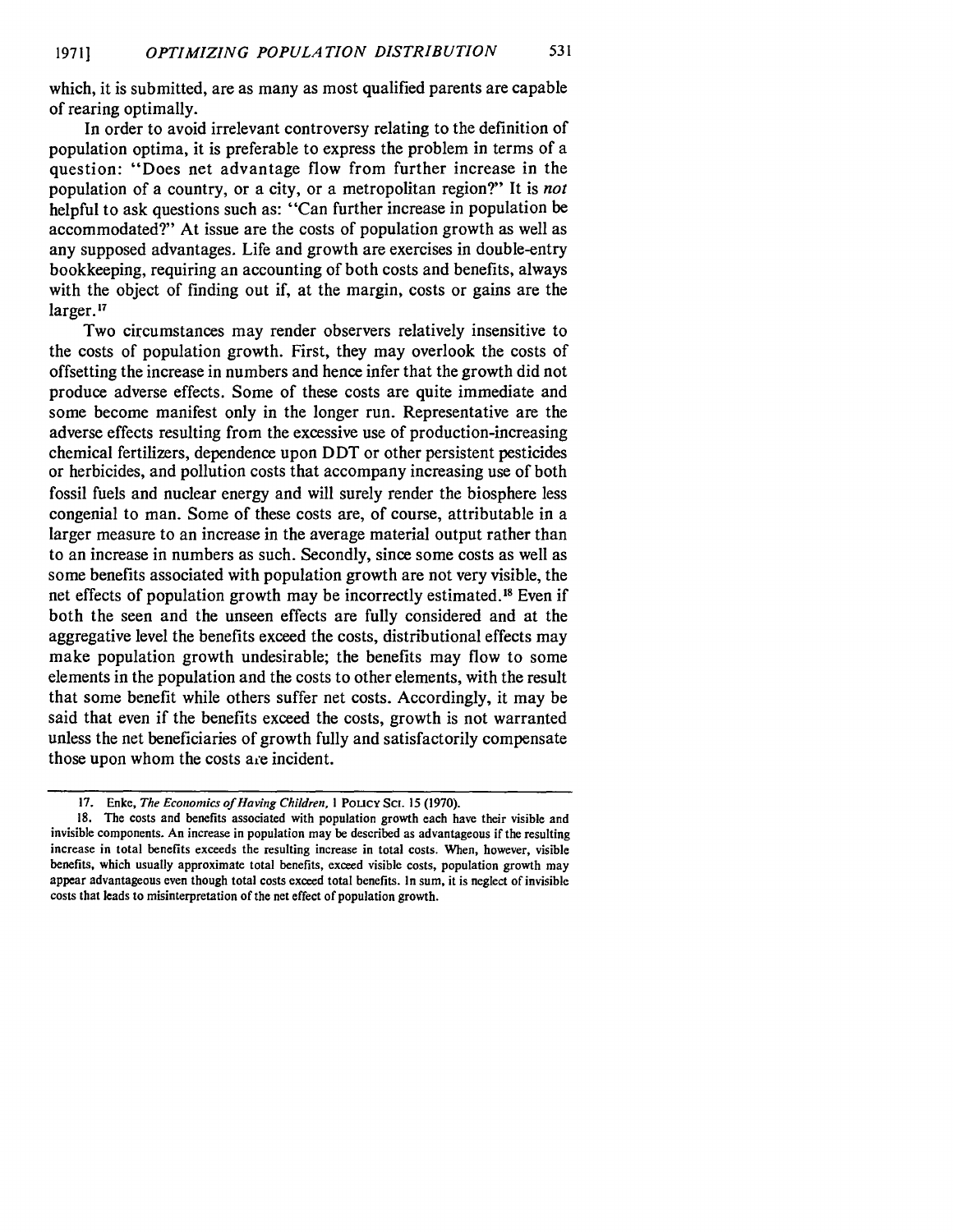which, it is submitted, are as many as most qualified parents are capable of rearing optimally.

In order to avoid irrelevant controversy relating to the definition of population optima, it is preferable to express the problem in terms of a question: "Does net advantage flow from further increase in the population of a country, or a city, or a metropolitan region?" It is *not* helpful to ask questions such as: "Can further increase in population be accommodated?" At issue are the costs of population growth as well as any supposed advantages. Life and growth are exercises in double-entry bookkeeping, requiring an accounting of both costs and benefits, always with the object of finding out if, at the margin, costs or gains are the larger.[17]

Two circumstances may render observers relatively insensitive to the costs of population growth. First, they may overlook the costs of offsetting the increase in numbers and hence infer that the growth did not produce adverse effects. Some of these costs are quite immediate and some become manifest only in the longer run. Representative are the adverse effects resulting from the excessive use of production-increasing chemical fertilizers, dependence upon DDT or other persistent pesticides or herbicides, and pollution costs that accompany increasing use of both fossil fuels and nuclear energy and will surely render the biosphere less congenial to man. Some of these costs are, of course, attributable in a larger measure to an increase in the average material output rather than to an increase in numbers as such. Secondly, since some costs as well as some benefits associated with population growth are not very visible, the net effects of population growth may be incorrectly estimated.[18] Even if both the seen and the unseen effects are fully considered and at the aggregative level the benefits exceed the costs, distributional effects may make population growth undesirable; the benefits may flow to some elements in the population and the costs to other elements, with the result that some benefit while others suffer net costs. Accordingly, it may be said that even if the benefits exceed the costs, growth is not warranted unless the net beneficiaries of growth fully and satisfactorily compensate those upon whom the costs are incident.

---

17. Enke, *The Economics of Having Children*, 1 POLICY SCI. 15 (1970).

18. The costs and benefits associated with population growth each have their visible and invisible components. An increase in population may be described as advantageous if the resulting increase in total benefits exceeds the resulting increase in total costs. When, however, visible benefits, which usually approximate total benefits, exceed visible costs, population growth may appear advantageous even though total costs exceed total benefits. In sum, it is neglect of invisible costs that leads to misinterpretation of the net effect of population growth.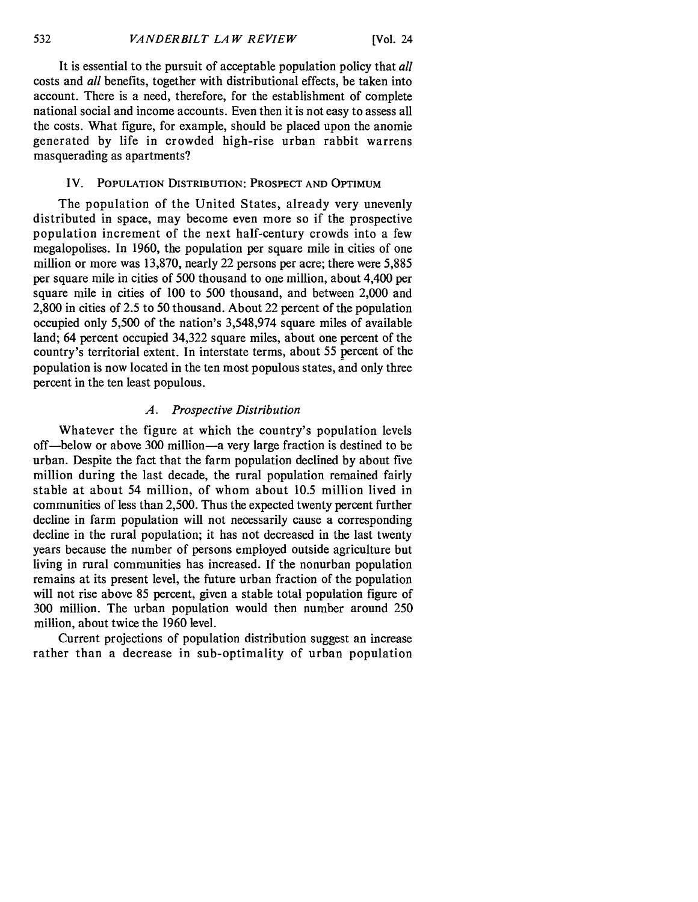It is essential to the pursuit of acceptable population policy that *all* costs and *all* benefits, together with distributional effects, be taken into account. There is a need, therefore, for the establishment of complete national social and income accounts. Even then it is not easy to assess all the costs. What figure, for example, should be placed upon the anomie generated by life in crowded high-rise urban rabbit warrens masquerading as apartments?

## IV. Population Distribution: Prospect and Optimum

The population of the United States, already very unevenly distributed in space, may become even more so if the prospective population increment of the next half-century crowds into a few megalopolises. In 1960, the population per square mile in cities of one million or more was 13,870, nearly 22 persons per acre; there were 5,885 per square mile in cities of 500 thousand to one million, about 4,400 per square mile in cities of 100 to 500 thousand, and between 2,000 and 2,800 in cities of 2.5 to 50 thousand. About 22 percent of the population occupied only 5,500 of the nation's 3,548,974 square miles of available land; 64 percent occupied 34,322 square miles, about one percent of the country's territorial extent. In interstate terms, about 55 percent of the population is now located in the ten most populous states, and only three percent in the ten least populous.

### *A. Prospective Distribution*

Whatever the figure at which the country's population levels off—below or above 300 million—a very large fraction is destined to be urban. Despite the fact that the farm population declined by about five million during the last decade, the rural population remained fairly stable at about 54 million, of whom about 10.5 million lived in communities of less than 2,500. Thus the expected twenty percent further decline in farm population will not necessarily cause a corresponding decline in the rural population; it has not decreased in the last twenty years because the number of persons employed outside agriculture but living in rural communities has increased. If the nonurban population remains at its present level, the future urban fraction of the population will not rise above 85 percent, given a stable total population figure of 300 million. The urban population would then number around 250 million, about twice the 1960 level.

Current projections of population distribution suggest an increase rather than a decrease in sub-optimality of urban population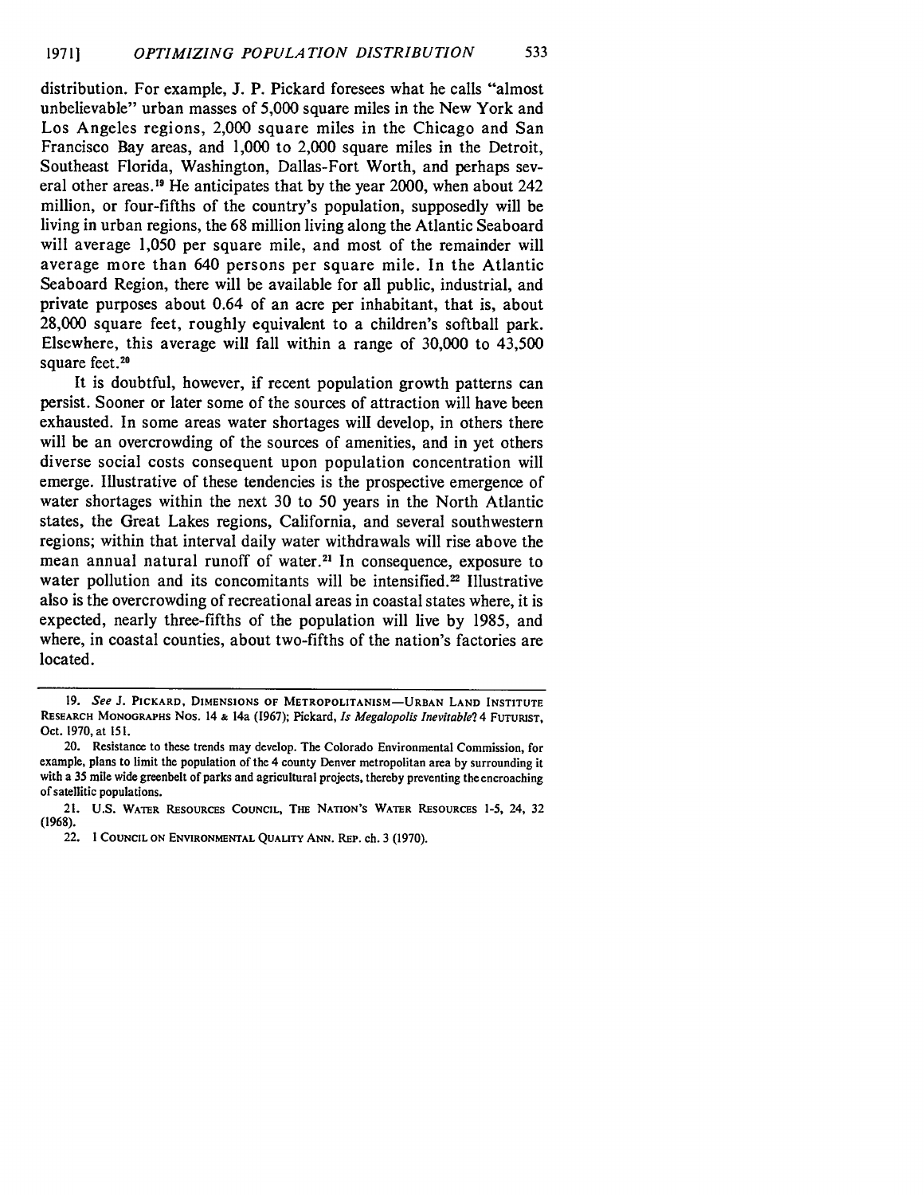distribution. For example, J. P. Pickard foresees what he calls "almost unbelievable" urban masses of 5,000 square miles in the New York and Los Angeles regions, 2,000 square miles in the Chicago and San Francisco Bay areas, and 1,000 to 2,000 square miles in the Detroit, Southeast Florida, Washington, Dallas-Fort Worth, and perhaps several other areas.[19] He anticipates that by the year 2000, when about 242 million, or four-fifths of the country's population, supposedly will be living in urban regions, the 68 million living along the Atlantic Seaboard will average 1,050 per square mile, and most of the remainder will average more than 640 persons per square mile. In the Atlantic Seaboard Region, there will be available for all public, industrial, and private purposes about 0.64 of an acre per inhabitant, that is, about 28,000 square feet, roughly equivalent to a children's softball park. Elsewhere, this average will fall within a range of 30,000 to 43,500 square feet.[20]

It is doubtful, however, if recent population growth patterns can persist. Sooner or later some of the sources of attraction will have been exhausted. In some areas water shortages will develop, in others there will be an overcrowding of the sources of amenities, and in yet others diverse social costs consequent upon population concentration will emerge. Illustrative of these tendencies is the prospective emergence of water shortages within the next 30 to 50 years in the North Atlantic states, the Great Lakes regions, California, and several southwestern regions; within that interval daily water withdrawals will rise above the mean annual natural runoff of water.[21] In consequence, exposure to water pollution and its concomitants will be intensified.[22] Illustrative also is the overcrowding of recreational areas in coastal states where, it is expected, nearly three-fifths of the population will live by 1985, and where, in coastal counties, about two-fifths of the nation's factories are located.

---

19. *See* J. PICKARD, DIMENSIONS OF METROPOLITANISM—URBAN LAND INSTITUTE RESEARCH MONOGRAPHS Nos. 14 & 14a (1967); Pickard, *Is Megalopolis Inevitable?* 4 FUTURIST, Oct. 1970, at 151.

20. Resistance to these trends may develop. The Colorado Environmental Commission, for example, plans to limit the population of the 4 county Denver metropolitan area by surrounding it with a 35 mile wide greenbelt of parks and agricultural projects, thereby preventing the encroaching of satellitic populations.

21. U.S. WATER RESOURCES COUNCIL, THE NATION'S WATER RESOURCES 1-5, 24, 32 (1968).

22. 1 COUNCIL ON ENVIRONMENTAL QUALITY ANN. REP. ch. 3 (1970).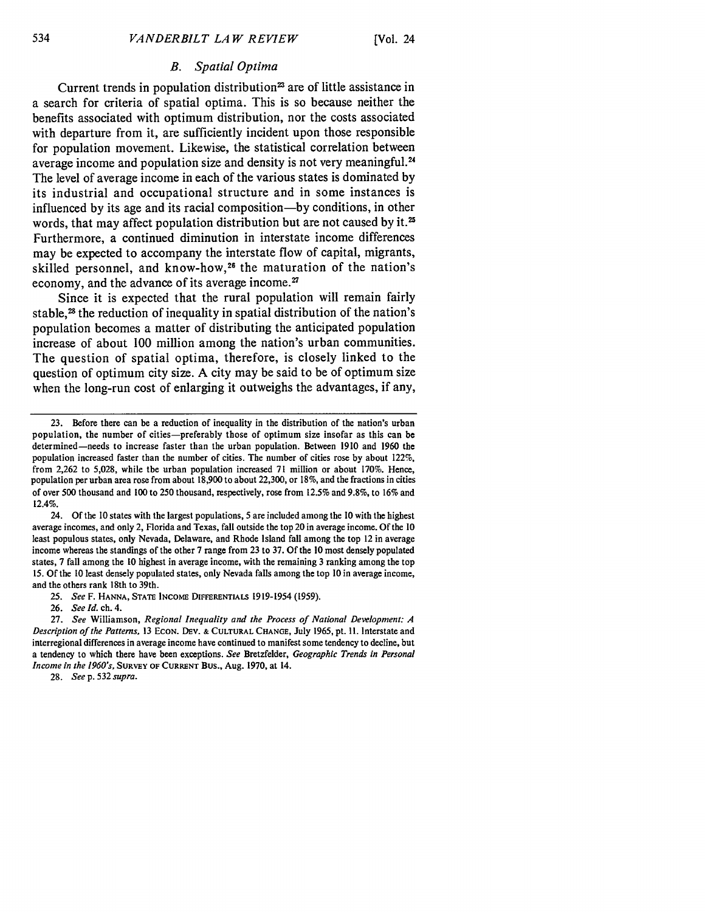### *B. Spatial Optima*

Current trends in population distribution[23] are of little assistance in a search for criteria of spatial optima. This is so because neither the benefits associated with optimum distribution, nor the costs associated with departure from it, are sufficiently incident upon those responsible for population movement. Likewise, the statistical correlation between average income and population size and density is not very meaningful.[24] The level of average income in each of the various states is dominated by its industrial and occupational structure and in some instances is influenced by its age and its racial composition—by conditions, in other words, that may affect population distribution but are not caused by it.[25] Furthermore, a continued diminution in interstate income differences may be expected to accompany the interstate flow of capital, migrants, skilled personnel, and know-how,[26] the maturation of the nation's economy, and the advance of its average income.[27]

Since it is expected that the rural population will remain fairly stable,[28] the reduction of inequality in spatial distribution of the nation's population becomes a matter of distributing the anticipated population increase of about 100 million among the nation's urban communities. The question of spatial optima, therefore, is closely linked to the question of optimum city size. A city may be said to be of optimum size when the long-run cost of enlarging it outweighs the advantages, if any,

---

23. Before there can be a reduction of inequality in the distribution of the nation's urban population, the number of cities—preferably those of optimum size insofar as this can be determined—needs to increase faster than the urban population. Between 1910 and 1960 the population increased faster than the number of cities. The number of cities rose by about 122%, from 2,262 to 5,028, while the urban population increased 71 million or about 170%. Hence, population per urban area rose from about 18,900 to about 22,300, or 18%, and the fractions in cities of over 500 thousand and 100 to 250 thousand, respectively, rose from 12.5% and 9.8%, to 16% and 12.4%.

24. Of the 10 states with the largest populations, 5 are included among the 10 with the highest average incomes, and only 2, Florida and Texas, fall outside the top 20 in average income. Of the 10 least populous states, only Nevada, Delaware, and Rhode Island fall among the top 12 in average income whereas the standings of the other 7 range from 23 to 37. Of the 10 most densely populated states, 7 fall among the 10 highest in average income, with the remaining 3 ranking among the top 15. Of the 10 least densely populated states, only Nevada falls among the top 10 in average income, and the others rank 18th to 39th.

25. *See* F. HANNA, STATE INCOME DIFFERENTIALS 1919-1954 (1959).

26. *See Id.* ch. 4.

27. *See* Williamson, *Regional Inequality and the Process of National Development: A Description of the Patterns*, 13 ECON. DEV. & CULTURAL CHANGE, July 1965, pt. II. Interstate and interregional differences in average income have continued to manifest some tendency to decline, but a tendency to which there have been exceptions. *See* Bretzfelder, *Geographic Trends in Personal Income in the 1960's*, SURVEY OF CURRENT BUS., Aug. 1970, at 14.

28. *See* p. 532 *supra*.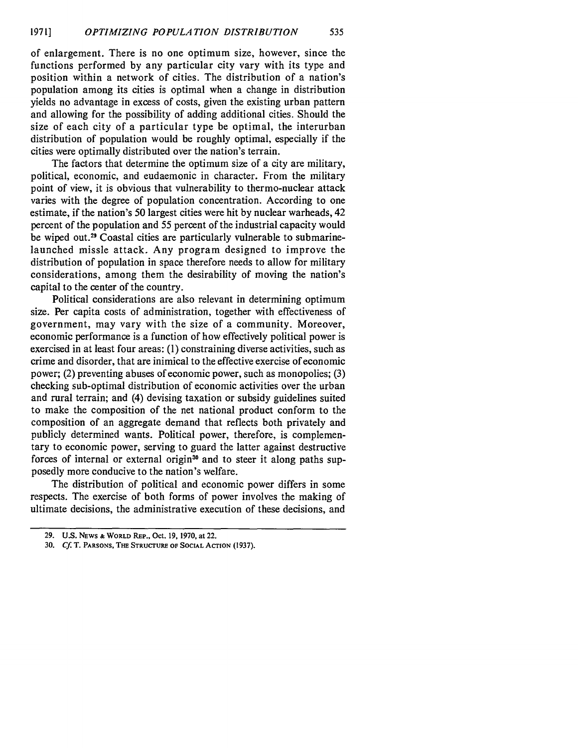of enlargement. There is no one optimum size, however, since the functions performed by any particular city vary with its type and position within a network of cities. The distribution of a nation's population among its cities is optimal when a change in distribution yields no advantage in excess of costs, given the existing urban pattern and allowing for the possibility of adding additional cities. Should the size of each city of a particular type be optimal, the interurban distribution of population would be roughly optimal, especially if the cities were optimally distributed over the nation's terrain.

The factors that determine the optimum size of a city are military, political, economic, and eudaemonic in character. From the military point of view, it is obvious that vulnerability to thermo-nuclear attack varies with the degree of population concentration. According to one estimate, if the nation's 50 largest cities were hit by nuclear warheads, 42 percent of the population and 55 percent of the industrial capacity would be wiped out.[29] Coastal cities are particularly vulnerable to submarine-launched missle attack. Any program designed to improve the distribution of population in space therefore needs to allow for military considerations, among them the desirability of moving the nation's capital to the center of the country.

Political considerations are also relevant in determining optimum size. Per capita costs of administration, together with effectiveness of government, may vary with the size of a community. Moreover, economic performance is a function of how effectively political power is exercised in at least four areas: (1) constraining diverse activities, such as crime and disorder, that are inimical to the effective exercise of economic power; (2) preventing abuses of economic power, such as monopolies; (3) checking sub-optimal distribution of economic activities over the urban and rural terrain; and (4) devising taxation or subsidy guidelines suited to make the composition of the net national product conform to the composition of an aggregate demand that reflects both privately and publicly determined wants. Political power, therefore, is complementary to economic power, serving to guard the latter against destructive forces of internal or external origin[30] and to steer it along paths supposedly more conducive to the nation's welfare.

The distribution of political and economic power differs in some respects. The exercise of both forms of power involves the making of ultimate decisions, the administrative execution of these decisions, and

---

29. U.S. NEWS & WORLD REP., Oct. 19, 1970, at 22.

30. *Cf.* T. PARSONS, THE STRUCTURE OF SOCIAL ACTION (1937).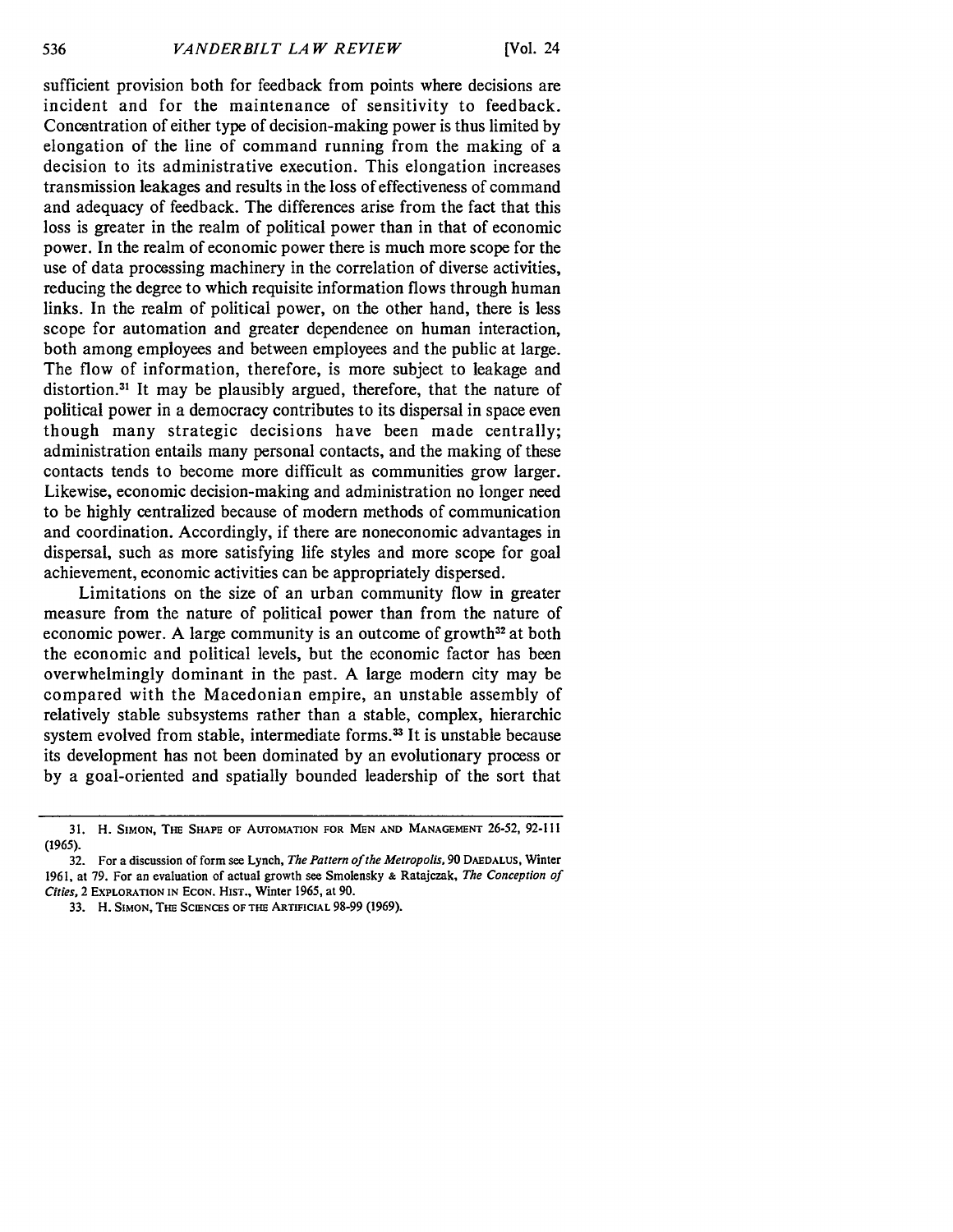sufficient provision both for feedback from points where decisions are incident and for the maintenance of sensitivity to feedback. Concentration of either type of decision-making power is thus limited by elongation of the line of command running from the making of a decision to its administrative execution. This elongation increases transmission leakages and results in the loss of effectiveness of command and adequacy of feedback. The differences arise from the fact that this loss is greater in the realm of political power than in that of economic power. In the realm of economic power there is much more scope for the use of data processing machinery in the correlation of diverse activities, reducing the degree to which requisite information flows through human links. In the realm of political power, on the other hand, there is less scope for automation and greater dependence on human interaction, both among employees and between employees and the public at large. The flow of information, therefore, is more subject to leakage and distortion.[31] It may be plausibly argued, therefore, that the nature of political power in a democracy contributes to its dispersal in space even though many strategic decisions have been made centrally; administration entails many personal contacts, and the making of these contacts tends to become more difficult as communities grow larger. Likewise, economic decision-making and administration no longer need to be highly centralized because of modern methods of communication and coordination. Accordingly, if there are noneconomic advantages in dispersal, such as more satisfying life styles and more scope for goal achievement, economic activities can be appropriately dispersed.

Limitations on the size of an urban community flow in greater measure from the nature of political power than from the nature of economic power. A large community is an outcome of growth[32] at both the economic and political levels, but the economic factor has been overwhelmingly dominant in the past. A large modern city may be compared with the Macedonian empire, an unstable assembly of relatively stable subsystems rather than a stable, complex, hierarchic system evolved from stable, intermediate forms.[33] It is unstable because its development has not been dominated by an evolutionary process or by a goal-oriented and spatially bounded leadership of the sort that

---

31. H. SIMON, THE SHAPE OF AUTOMATION FOR MEN AND MANAGEMENT 26-52, 92-111 (1965).

32. For a discussion of form see Lynch, *The Pattern of the Metropolis*, 90 DAEDALUS, Winter 1961, at 79. For an evaluation of actual growth see Smolensky & Ratajczak, *The Conception of Cities*, 2 EXPLORATION IN ECON. HIST., Winter 1965, at 90.

33. H. SIMON, THE SCIENCES OF THE ARTIFICIAL 98-99 (1969).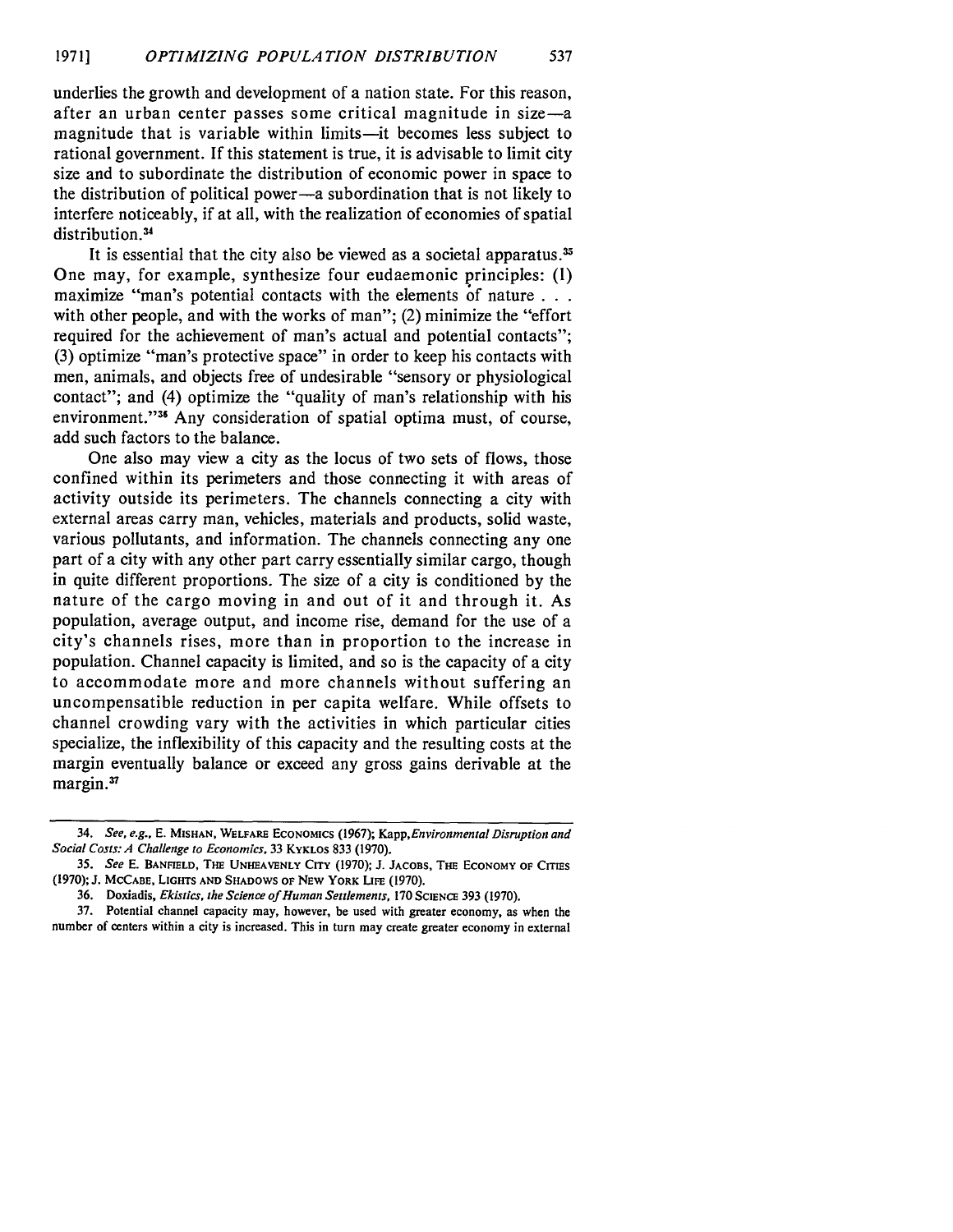underlies the growth and development of a nation state. For this reason, after an urban center passes some critical magnitude in size—a magnitude that is variable within limits—it becomes less subject to rational government. If this statement is true, it is advisable to limit city size and to subordinate the distribution of economic power in space to the distribution of political power—a subordination that is not likely to interfere noticeably, if at all, with the realization of economies of spatial distribution.[34]

It is essential that the city also be viewed as a societal apparatus.[35] One may, for example, synthesize four eudaemonic principles: (1) maximize "man's potential contacts with the elements of nature . . . with other people, and with the works of man"; (2) minimize the "effort required for the achievement of man's actual and potential contacts"; (3) optimize "man's protective space" in order to keep his contacts with men, animals, and objects free of undesirable "sensory or physiological contact"; and (4) optimize the "quality of man's relationship with his environment."[36] Any consideration of spatial optima must, of course, add such factors to the balance.

One also may view a city as the locus of two sets of flows, those confined within its perimeters and those connecting it with areas of activity outside its perimeters. The channels connecting a city with external areas carry man, vehicles, materials and products, solid waste, various pollutants, and information. The channels connecting any one part of a city with any other part carry essentially similar cargo, though in quite different proportions. The size of a city is conditioned by the nature of the cargo moving in and out of it and through it. As population, average output, and income rise, demand for the use of a city's channels rises, more than in proportion to the increase in population. Channel capacity is limited, and so is the capacity of a city to accommodate more and more channels without suffering an uncompensatible reduction in per capita welfare. While offsets to channel crowding vary with the activities in which particular cities specialize, the inflexibility of this capacity and the resulting costs at the margin eventually balance or exceed any gross gains derivable at the margin.[37]

---

34. *See, e.g.*, E. MISHAN, WELFARE ECONOMICS (1967); Kapp, *Environmental Disruption and Social Costs: A Challenge to Economics*, 33 KYKLOS 833 (1970).

35. *See* E. BANFIELD, THE UNHEAVENLY CITY (1970); J. JACOBS, THE ECONOMY OF CITIES (1970); J. MCCABE, LIGHTS AND SHADOWS OF NEW YORK LIFE (1970).

36. Doxiadis, *Ekistics, the Science of Human Settlements*, 170 SCIENCE 393 (1970).

37. Potential channel capacity may, however, be used with greater economy, as when the number of centers within a city is increased. This in turn may create greater economy in external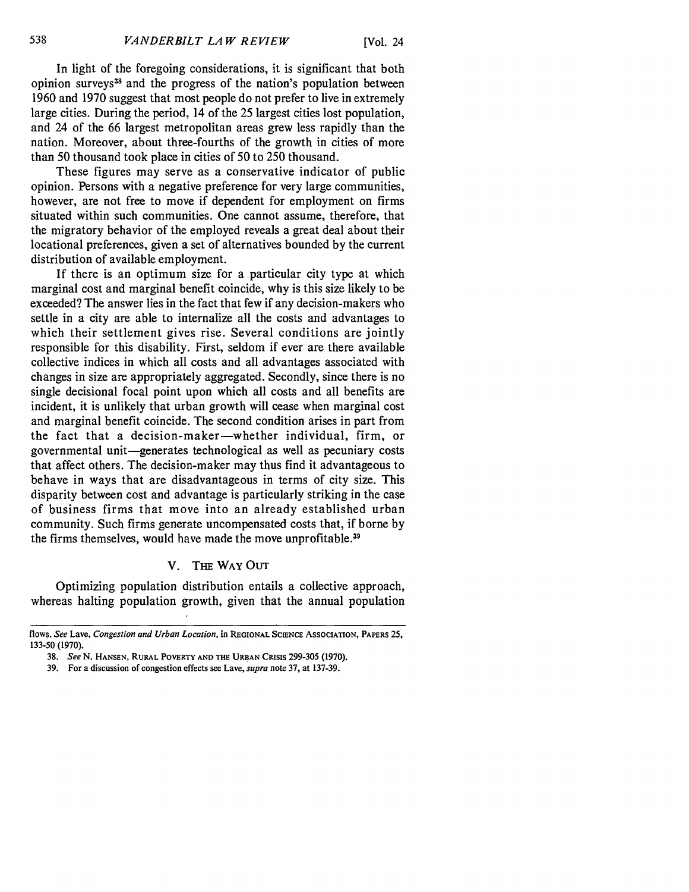In light of the foregoing considerations, it is significant that both opinion surveys[38] and the progress of the nation's population between 1960 and 1970 suggest that most people do not prefer to live in extremely large cities. During the period, 14 of the 25 largest cities lost population, and 24 of the 66 largest metropolitan areas grew less rapidly than the nation. Moreover, about three-fourths of the growth in cities of more than 50 thousand took place in cities of 50 to 250 thousand.

These figures may serve as a conservative indicator of public opinion. Persons with a negative preference for very large communities, however, are not free to move if dependent for employment on firms situated within such communities. One cannot assume, therefore, that the migratory behavior of the employed reveals a great deal about their locational preferences, given a set of alternatives bounded by the current distribution of available employment.

If there is an optimum size for a particular city type at which marginal cost and marginal benefit coincide, why is this size likely to be exceeded? The answer lies in the fact that few if any decision-makers who settle in a city are able to internalize all the costs and advantages to which their settlement gives rise. Several conditions are jointly responsible for this disability. First, seldom if ever are there available collective indices in which all costs and all advantages associated with changes in size are appropriately aggregated. Secondly, since there is no single decisional focal point upon which all costs and all benefits are incident, it is unlikely that urban growth will cease when marginal cost and marginal benefit coincide. The second condition arises in part from the fact that a decision-maker—whether individual, firm, or governmental unit—generates technological as well as pecuniary costs that affect others. The decision-maker may thus find it advantageous to behave in ways that are disadvantageous in terms of city size. This disparity between cost and advantage is particularly striking in the case of business firms that move into an already established urban community. Such firms generate uncompensated costs that, if borne by the firms themselves, would have made the move unprofitable.[39]

## V. The Way Out

Optimizing population distribution entails a collective approach, whereas halting population growth, given that the annual population

---

flows. *See* Lave, *Congestion and Urban Location*, in Regional Science Association, Papers 25, 133-50 (1970).

38. *See* N. Hansen, Rural Poverty and the Urban Crisis 299-305 (1970).

39. For a discussion of congestion effects see Lave, *supra* note 37, at 137-39.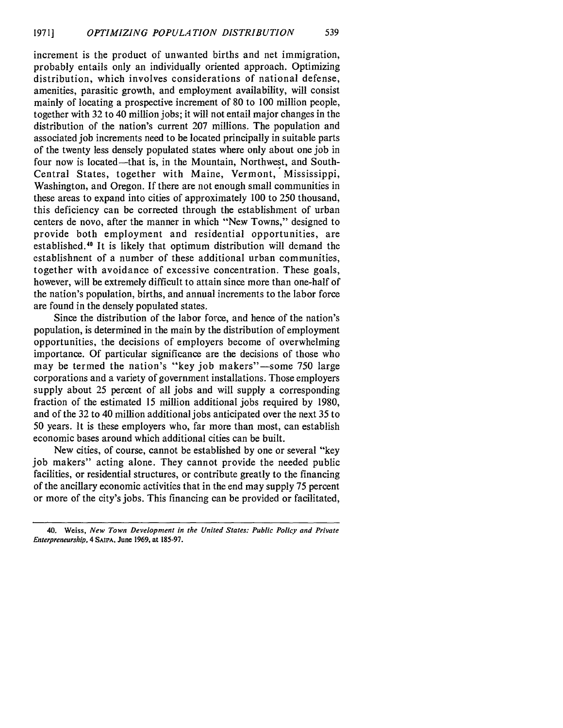increment is the product of unwanted births and net immigration, probably entails only an individually oriented approach. Optimizing distribution, which involves considerations of national defense, amenities, parasitic growth, and employment availability, will consist mainly of locating a prospective increment of 80 to 100 million people, together with 32 to 40 million jobs; it will not entail major changes in the distribution of the nation's current 207 millions. The population and associated job increments need to be located principally in suitable parts of the twenty less densely populated states where only about one job in four now is located—that is, in the Mountain, Northwest, and South-Central States, together with Maine, Vermont, Mississippi, Washington, and Oregon. If there are not enough small communities in these areas to expand into cities of approximately 100 to 250 thousand, this deficiency can be corrected through the establishment of urban centers de novo, after the manner in which "New Towns," designed to provide both employment and residential opportunities, are established.[40] It is likely that optimum distribution will demand the establishnent of a number of these additional urban communities, together with avoidance of excessive concentration. These goals, however, will be extremely difficult to attain since more than one-half of the nation's population, births, and annual increments to the labor force are found in the densely populated states.

Since the distribution of the labor force, and hence of the nation's population, is determined in the main by the distribution of employment opportunities, the decisions of employers become of overwhelming importance. Of particular significance are the decisions of those who may be termed the nation's "key job makers"—some 750 large corporations and a variety of government installations. Those employers supply about 25 percent of all jobs and will supply a corresponding fraction of the estimated 15 million additional jobs required by 1980, and of the 32 to 40 million additional jobs anticipated over the next 35 to 50 years. It is these employers who, far more than most, can establish economic bases around which additional cities can be built.

New cities, of course, cannot be established by one or several "key job makers" acting alone. They cannot provide the needed public facilities, or residential structures, or contribute greatly to the financing of the ancillary economic activities that in the end may supply 75 percent or more of the city's jobs. This financing can be provided or facilitated,

---

40. Weiss, *New Town Development in the United States: Public Policy and Private Enterpreneurship*, 4 SAIPA, June 1969, at 185-97.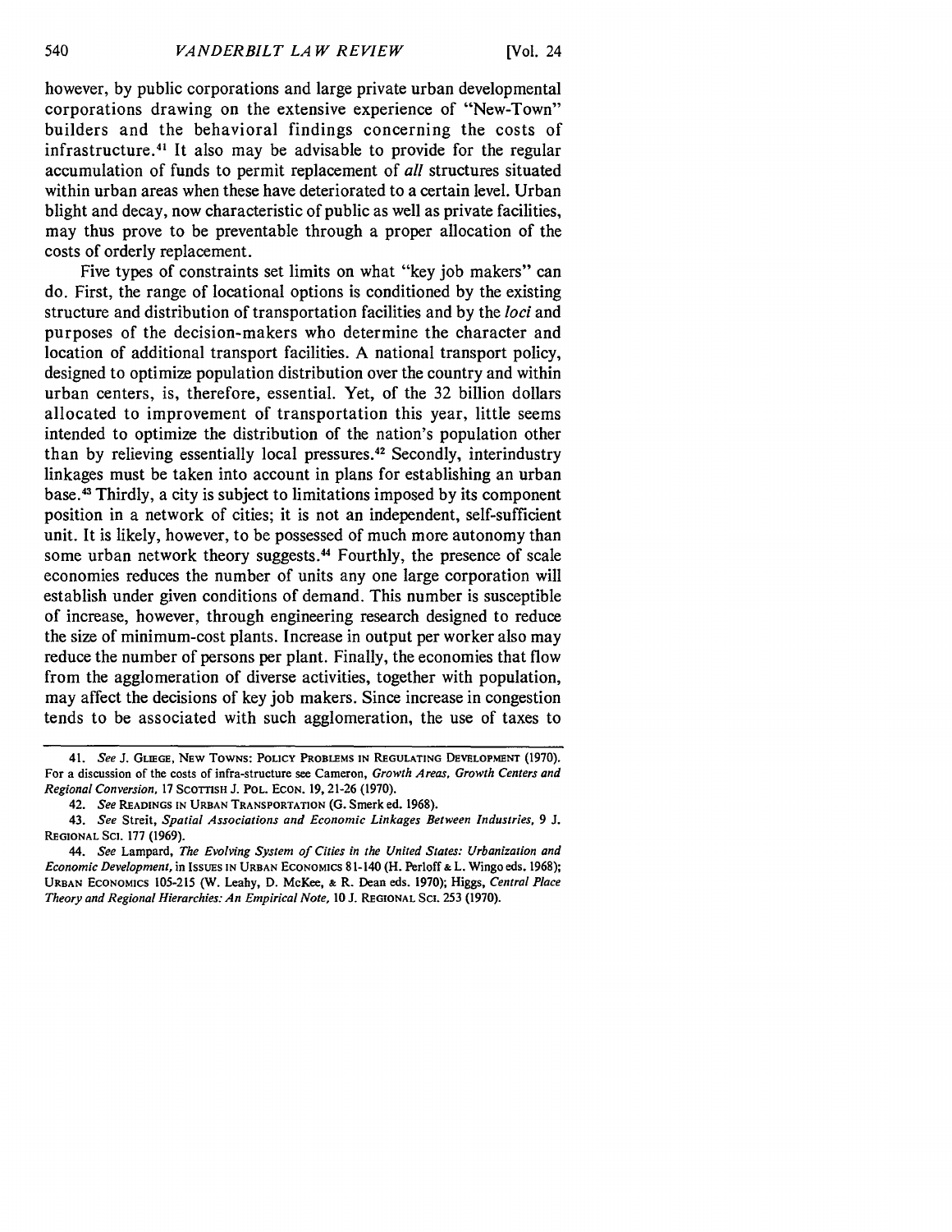however, by public corporations and large private urban developmental corporations drawing on the extensive experience of "New-Town" builders and the behavioral findings concerning the costs of infrastructure.[41] It also may be advisable to provide for the regular accumulation of funds to permit replacement of *all* structures situated within urban areas when these have deteriorated to a certain level. Urban blight and decay, now characteristic of public as well as private facilities, may thus prove to be preventable through a proper allocation of the costs of orderly replacement.

Five types of constraints set limits on what "key job makers" can do. First, the range of locational options is conditioned by the existing structure and distribution of transportation facilities and by the *loci* and purposes of the decision-makers who determine the character and location of additional transport facilities. A national transport policy, designed to optimize population distribution over the country and within urban centers, is, therefore, essential. Yet, of the 32 billion dollars allocated to improvement of transportation this year, little seems intended to optimize the distribution of the nation's population other than by relieving essentially local pressures.[42] Secondly, interindustry linkages must be taken into account in plans for establishing an urban base.[43] Thirdly, a city is subject to limitations imposed by its component position in a network of cities; it is not an independent, self-sufficient unit. It is likely, however, to be possessed of much more autonomy than some urban network theory suggests.[44] Fourthly, the presence of scale economies reduces the number of units any one large corporation will establish under given conditions of demand. This number is susceptible of increase, however, through engineering research designed to reduce the size of minimum-cost plants. Increase in output per worker also may reduce the number of persons per plant. Finally, the economies that flow from the agglomeration of diverse activities, together with population, may affect the decisions of key job makers. Since increase in congestion tends to be associated with such agglomeration, the use of taxes to

---

41. *See* J. GLIEGE, NEW TOWNS: POLICY PROBLEMS IN REGULATING DEVELOPMENT (1970). For a discussion of the costs of infra-structure see Cameron, *Growth Areas, Growth Centers and Regional Conversion*, 17 SCOTTISH J. POL. ECON. 19, 21-26 (1970).

42. *See* READINGS IN URBAN TRANSPORTATION (G. Smerk ed. 1968).

43. *See* Streit, *Spatial Associations and Economic Linkages Between Industries*, 9 J. REGIONAL SCI. 177 (1969).

44. *See* Lampard, *The Evolving System of Cities in the United States: Urbanization and Economic Development*, in ISSUES IN URBAN ECONOMICS 81-140 (H. Perloff & L. Wingo eds. 1968); URBAN ECONOMICS 105-215 (W. Leahy, D. McKee, & R. Dean eds. 1970); Higgs, *Central Place Theory and Regional Hierarchies: An Empirical Note*, 10 J. REGIONAL SCI. 253 (1970).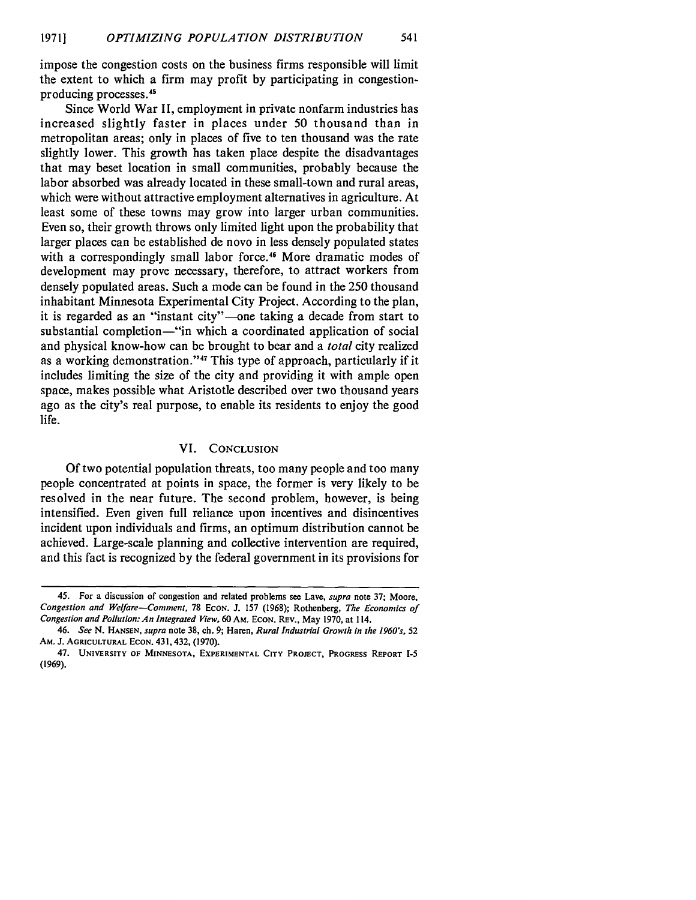impose the congestion costs on the business firms responsible will limit the extent to which a firm may profit by participating in congestion-producing processes.[45]

Since World War II, employment in private nonfarm industries has increased slightly faster in places under 50 thousand than in metropolitan areas; only in places of five to ten thousand was the rate slightly lower. This growth has taken place despite the disadvantages that may beset location in small communities, probably because the labor absorbed was already located in these small-town and rural areas, which were without attractive employment alternatives in agriculture. At least some of these towns may grow into larger urban communities. Even so, their growth throws only limited light upon the probability that larger places can be established de novo in less densely populated states with a correspondingly small labor force.[46] More dramatic modes of development may prove necessary, therefore, to attract workers from densely populated areas. Such a mode can be found in the 250 thousand inhabitant Minnesota Experimental City Project. According to the plan, it is regarded as an "instant city"—one taking a decade from start to substantial completion—"in which a coordinated application of social and physical know-how can be brought to bear and a *total* city realized as a working demonstration."[47] This type of approach, particularly if it includes limiting the size of the city and providing it with ample open space, makes possible what Aristotle described over two thousand years ago as the city's real purpose, to enable its residents to enjoy the good life.

## VI. Conclusion

Of two potential population threats, too many people and too many people concentrated at points in space, the former is very likely to be resolved in the near future. The second problem, however, is being intensified. Even given full reliance upon incentives and disincentives incident upon individuals and firms, an optimum distribution cannot be achieved. Large-scale planning and collective intervention are required, and this fact is recognized by the federal government in its provisions for

---

45. For a discussion of congestion and related problems see Lave, *supra* note 37; Moore, *Congestion and Welfare—Comment*, 78 Econ. J. 157 (1968); Rothenberg, *The Economics of Congestion and Pollution: An Integrated View*, 60 Am. Econ. Rev., May 1970, at 114.

46. *See* N. Hansen, *supra* note 38, ch. 9; Haren, *Rural Industrial Growth in the 1960's*, 52 Am. J. Agricultural Econ. 431, 432, (1970).

47. University of Minnesota, Experimental City Project, Progress Report I-5 (1969).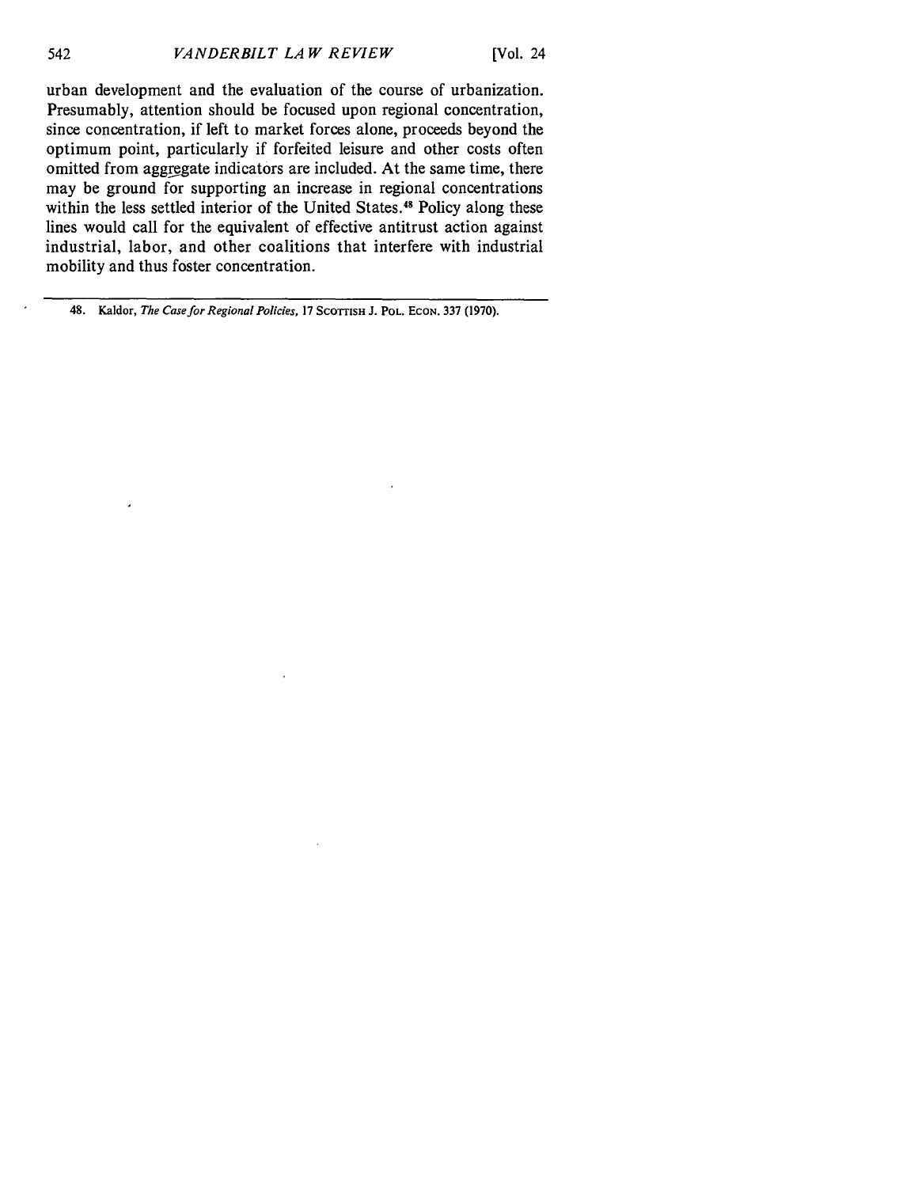urban development and the evaluation of the course of urbanization. Presumably, attention should be focused upon regional concentration, since concentration, if left to market forces alone, proceeds beyond the optimum point, particularly if forfeited leisure and other costs often omitted from aggregate indicators are included. At the same time, there may be ground for supporting an increase in regional concentrations within the less settled interior of the United States.[48] Policy along these lines would call for the equivalent of effective antitrust action against industrial, labor, and other coalitions that interfere with industrial mobility and thus foster concentration.

---

48. Kaldor, *The Case for Regional Policies*, 17 SCOTTISH J. POL. ECON. 337 (1970).